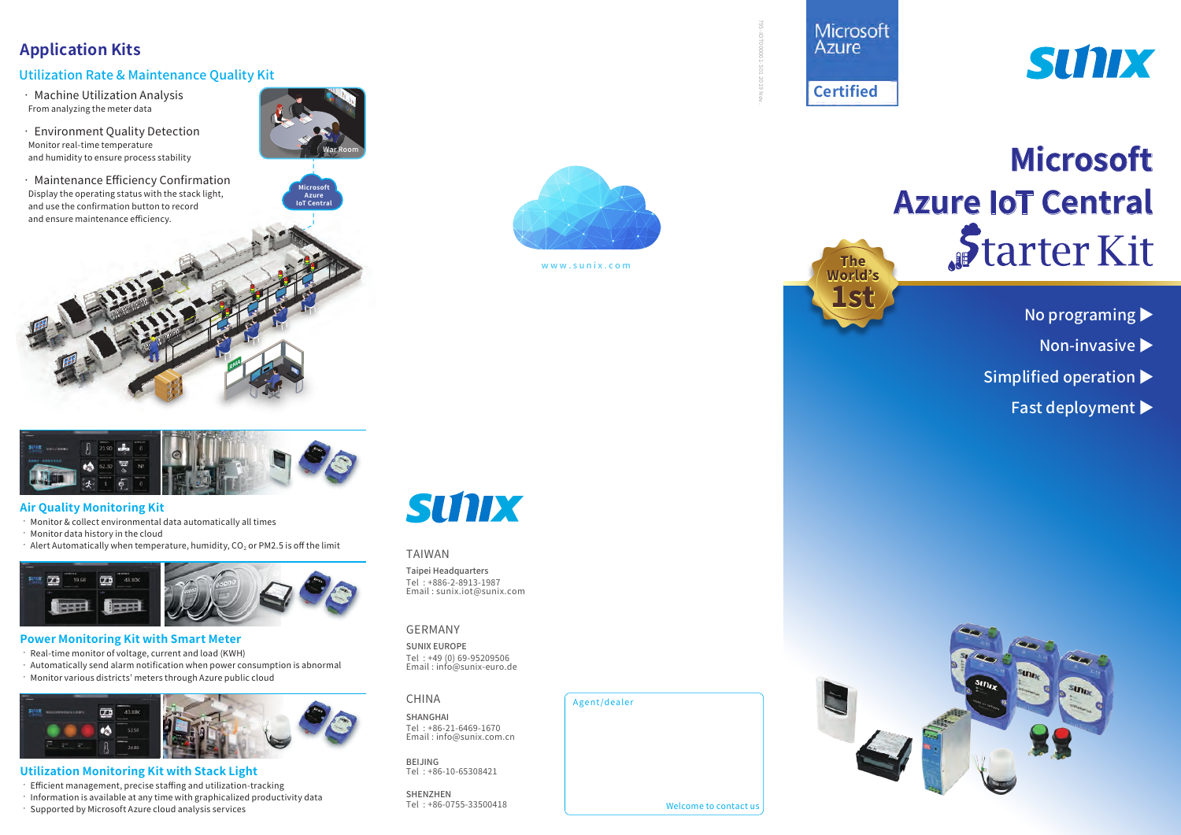## Application Kits

### Utilization Rate & Maintenance Quality Kit

- Machine Utilization Analysis
  From analyzing the meter data
- Environment Quality Detection
  Monitor real-time temperature and humidity to ensure process stability
- Maintenance Efficiency Confirmation
  Display the operating status with the stack light, and use the confirmation button to record and ensure maintenance efficiency.

War Room

Microsoft Azure IoT Central

### Air Quality Monitoring Kit

- Monitor & collect environmental data automatically all times
- Monitor data history in the cloud
- Alert Automatically when temperature, humidity, $CO_2$ or PM2.5 is off the limit

### Power Monitoring Kit with Smart Meter

- Real-time monitor of voltage, current and load (KWH)
- Automatically send alarm notification when power consumption is abnormal
- Monitor various districts' meters through Azure public cloud

### Utilization Monitoring Kit with Stack Light

- Efficient management, precise staffing and utilization-tracking
- Information is available at any time with graphicalized productivity data
- Supported by Microsoft Azure cloud analysis services

www.sunix.com

**SUNIX**

TAIWAN

**Taipei Headquarters**
Tel : +886-2-8913-1987
Email : sunix.iot@sunix.com

GERMANY

**SUNIX EUROPE**
Tel : +49 (0) 69-95209506
Email : info@sunix-euro.de

CHINA

**SHANGHAI**
Tel : +86-21-6469-1670
Email : info@sunix.com.cn

**BEIJING**
Tel : +86-10-65308421

**SHENZHEN**
Tel : +86-0755-33500418

Agent/dealer

Welcome to contact us

Microsoft Azure Certified

**SUNIX**

# Microsoft Azure IoT Central Starter Kit

The World's 1st

- No programing ▶
- Non-invasive ▶
- Simplified operation ▶
- Fast deployment ▶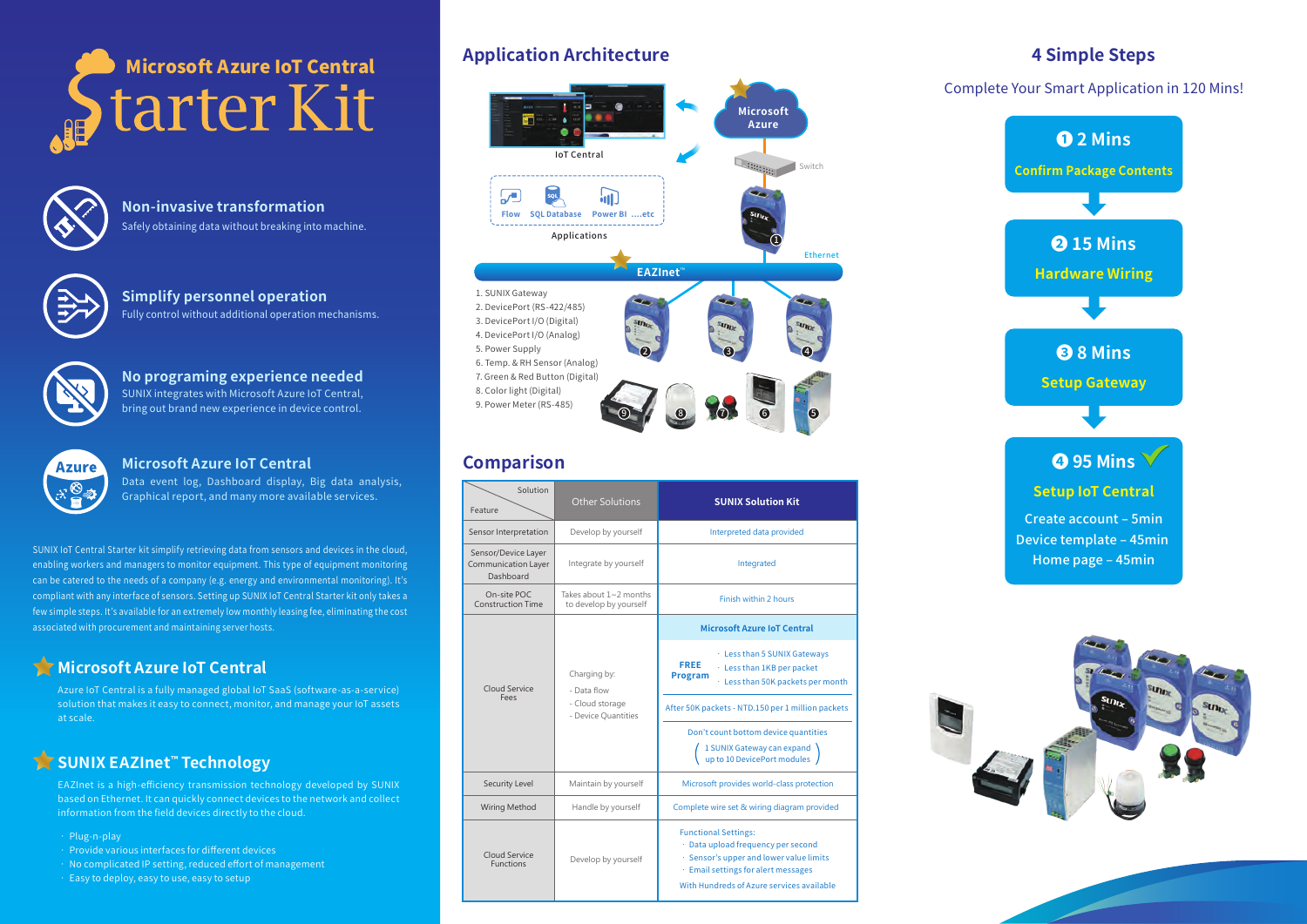# Microsoft Azure IoT Central Starter Kit

### Non-invasive transformation

Safely obtaining data without breaking into machine.

### Simplify personnel operation

Fully control without additional operation mechanisms.

### No programing experience needed

SUNIX integrates with Microsoft Azure IoT Central, bring out brand new experience in device control.

### Microsoft Azure IoT Central

Data event log, Dashboard display, Big data analysis, Graphical report, and many more available services.

SUNIX IoT Central Starter kit simplify retrieving data from sensors and devices in the cloud, enabling workers and managers to monitor equipment. This type of equipment monitoring can be catered to the needs of a company (e.g. energy and environmental monitoring). It's compliant with any interface of sensors. Setting up SUNIX IoT Central Starter kit only takes a few simple steps. It's available for an extremely low monthly leasing fee, eliminating the cost associated with procurement and maintaining server hosts.

## Microsoft Azure IoT Central

Azure IoT Central is a fully managed global IoT SaaS (software-as-a-service) solution that makes it easy to connect, monitor, and manage your IoT assets at scale.

## SUNIX EAZInet™ Technology

EAZInet is a high-efficiency transmission technology developed by SUNIX based on Ethernet. It can quickly connect devices to the network and collect information from the field devices directly to the cloud.

- Plug-n-play
- Provide various interfaces for different devices
- No complicated IP setting, reduced effort of management
- Easy to deploy, easy to use, easy to setup

## Application Architecture

IoT Central

Microsoft Azure

Switch

Flow | SQL Database | Power BI | ....etc

Applications

Ethernet

EAZInet™

1. SUNIX Gateway
2. DevicePort (RS-422/485)
3. DevicePort I/O (Digital)
4. DevicePort I/O (Analog)
5. Power Supply
6. Temp. & RH Sensor (Analog)
7. Green & Red Button (Digital)
8. Color light (Digital)
9. Power Meter (RS-485)

## Comparison

| Feature \ Solution | Other Solutions | SUNIX Solution Kit | |
|---|---|---|---|
| Sensor Interpretation | Develop by yourself | Interpreted data provided | |
| Sensor/Device Layer Communication Layer Dashboard | Integrate by yourself | Integrated | |
| On-site POC Construction Time | Takes about 1~2 months to develop by yourself | Finish within 2 hours | |
| Cloud Service Fees | Charging by: - Data flow - Cloud storage - Device Quantities | Microsoft Azure IoT Central | |
| | | FREE Program | · Less than 5 SUNIX Gateways · Less than 1KB per packet · Less than 50K packets per month |
| | | After 50K packets - NTD.150 per 1 million packets | |
| | | Don't count bottom device quantities (1 SUNIX Gateway can expand up to 10 DevicePort modules) | |
| Security Level | Maintain by yourself | Microsoft provides world-class protection | |
| Wiring Method | Handle by yourself | Complete wire set & wiring diagram provided | |
| Cloud Service Functions | Develop by yourself | Functional Settings: · Data upload frequency per second · Sensor's upper and lower value limits · Email settings for alert messages With Hundreds of Azure services available | |

## 4 Simple Steps

Complete Your Smart Application in 120 Mins!

**❶ 2 Mins**
Confirm Package Contents

**❷ 15 Mins**
Hardware Wiring

**❸ 8 Mins**
Setup Gateway

**❹ 95 Mins**
Setup IoT Central
Create account – 5min
Device template – 45min
Home page – 45min